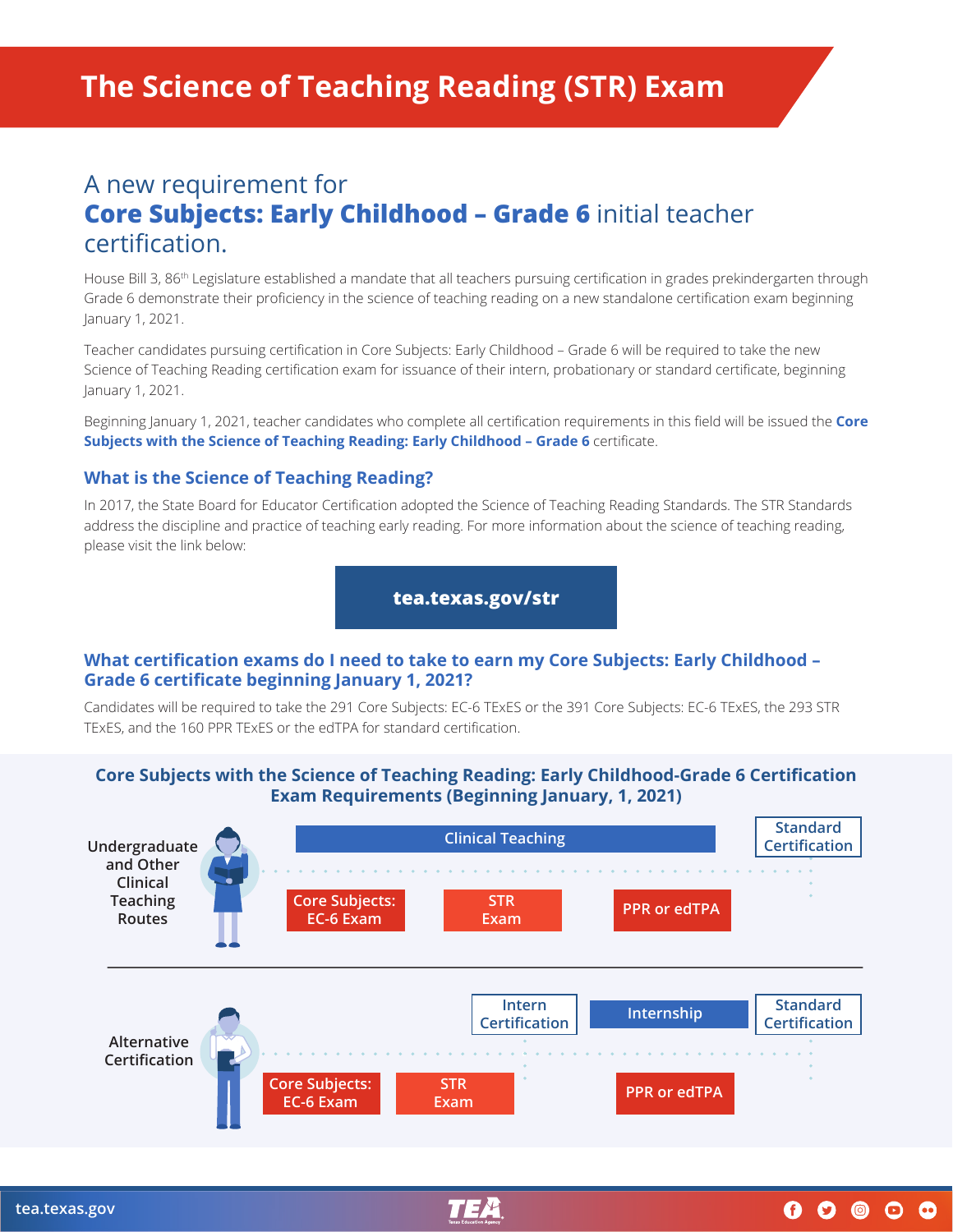# The Science of Teaching Reading (STR) Exam

## A new requirement for **Core Subjects: Early Childhood – Grade 6** initial teacher certification.

House Bill 3, 86th Legislature established a mandate that all teachers pursuing certification in grades prekindergarten through Grade 6 demonstrate their proficiency in the science of teaching reading on a new standalone certification exam beginning January 1, 2021.

Teacher candidates pursuing certification in Core Subjects: Early Childhood – Grade 6 will be required to take the new Science of Teaching Reading certification exam for issuance of their intern, probationary or standard certificate, beginning January 1, 2021.

Beginning January 1, 2021, teacher candidates who complete all certification requirements in this field will be issued the **Core Subjects with the Science of Teaching Reading: Early Childhood – Grade 6** certificate.

### What is the Science of Teaching Reading?

In 2017, the State Board for Educator Certification adopted the Science of Teaching Reading Standards. The STR Standards address the discipline and practice of teaching early reading. For more information about the science of teaching reading, please visit the link below:

**tea.texas.gov/str**

### What certification exams do I need to take to earn my Core Subjects: Early Childhood – Grade 6 certificate beginning January 1, 2021?

Candidates will be required to take the 291 Core Subjects: EC-6 TExES or the 391 Core Subjects: EC-6 TExES, the 293 STR TExES, and the 160 PPR TExES or the edTPA for standard certification.

### Core Subjects with the Science of Teaching Reading: Early Childhood-Grade 6 Certification Exam Requirements (Beginning January, 1, 2021)

**Undergraduate and Other Clinical Teaching Routes**

- Clinical Teaching → Standard Certification
- Core Subjects: EC-6 Exam
- STR Exam
- PPR or edTPA

**Alternative Certification**

- Core Subjects: EC-6 Exam
- STR Exam
- Intern Certification
- Internship
- PPR or edTPA
- Standard Certification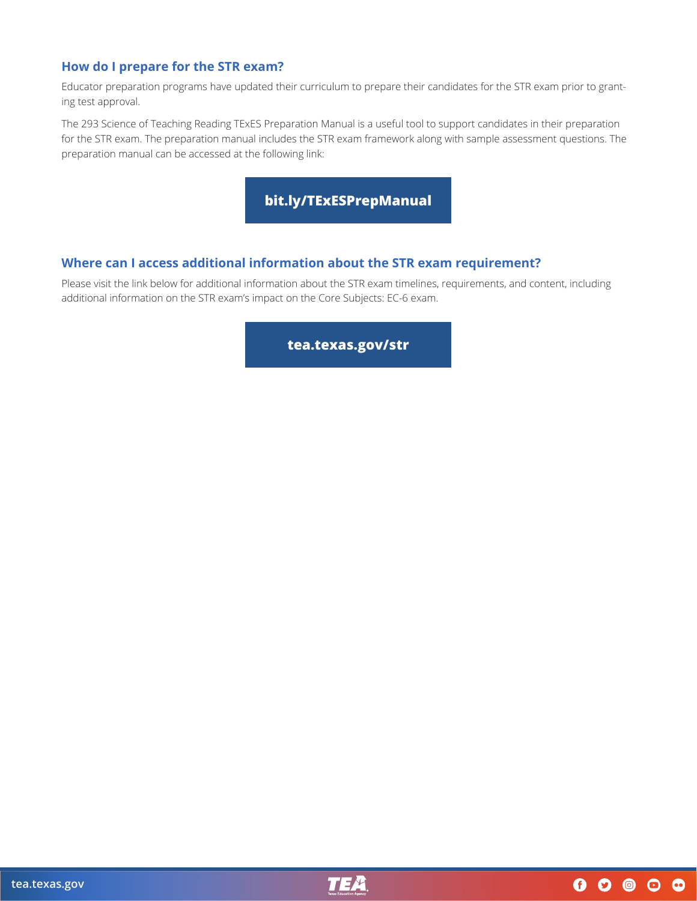## How do I prepare for the STR exam?

Educator preparation programs have updated their curriculum to prepare their candidates for the STR exam prior to granting test approval.

The 293 Science of Teaching Reading TExES Preparation Manual is a useful tool to support candidates in their preparation for the STR exam. The preparation manual includes the STR exam framework along with sample assessment questions. The preparation manual can be accessed at the following link:

**bit.ly/TExESPrepManual**

## Where can I access additional information about the STR exam requirement?

Please visit the link below for additional information about the STR exam timelines, requirements, and content, including additional information on the STR exam's impact on the Core Subjects: EC-6 exam.

**tea.texas.gov/str**